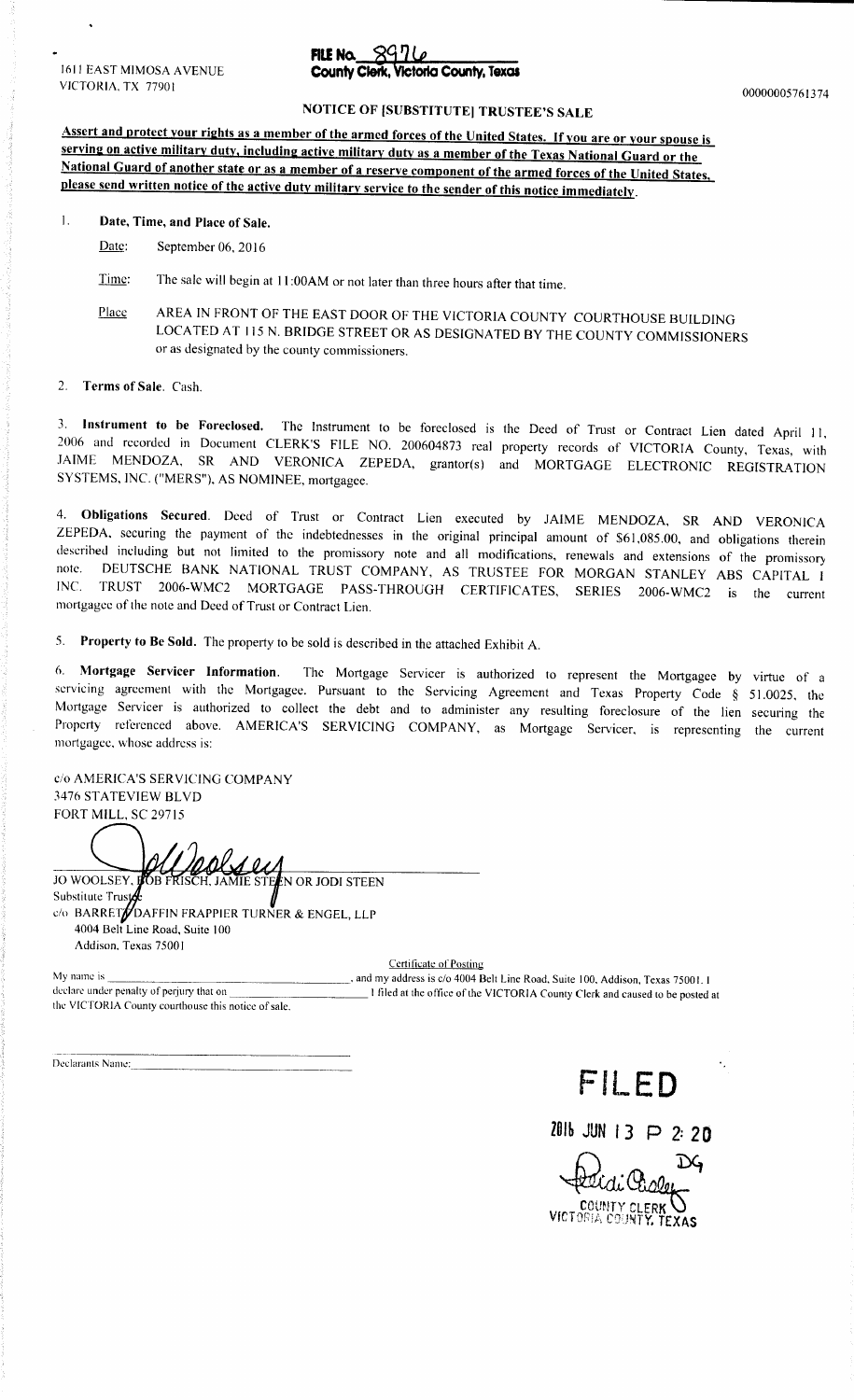1611 EAST MIMOSA AVENUE
VICTORIA, TX 77901

**FILE No. 8976**
**County Clerk, Victoria County, Texas**

00000005761374

## NOTICE OF [SUBSTITUTE] TRUSTEE'S SALE

**Assert and protect your rights as a member of the armed forces of the United States. If you are or your spouse is serving on active military duty, including active military duty as a member of the Texas National Guard or the National Guard of another state or as a member of a reserve component of the armed forces of the United States, please send written notice of the active duty military service to the sender of this notice immediately.**

1. **Date, Time, and Place of Sale.**

   Date: September 06, 2016

   Time: The sale will begin at 11:00AM or not later than three hours after that time.

   Place: AREA IN FRONT OF THE EAST DOOR OF THE VICTORIA COUNTY COURTHOUSE BUILDING LOCATED AT 115 N. BRIDGE STREET OR AS DESIGNATED BY THE COUNTY COMMISSIONERS or as designated by the county commissioners.

2. **Terms of Sale.** Cash.

3. **Instrument to be Foreclosed.** The Instrument to be foreclosed is the Deed of Trust or Contract Lien dated April 11, 2006 and recorded in Document CLERK'S FILE NO. 200604873 real property records of VICTORIA County, Texas, with JAIME MENDOZA, SR AND VERONICA ZEPEDA, grantor(s) and MORTGAGE ELECTRONIC REGISTRATION SYSTEMS, INC. ("MERS"), AS NOMINEE, mortgagee.

4. **Obligations Secured.** Deed of Trust or Contract Lien executed by JAIME MENDOZA, SR AND VERONICA ZEPEDA, securing the payment of the indebtednesses in the original principal amount of $61,085.00, and obligations therein described including but not limited to the promissory note and all modifications, renewals and extensions of the promissory note. DEUTSCHE BANK NATIONAL TRUST COMPANY, AS TRUSTEE FOR MORGAN STANLEY ABS CAPITAL I INC. TRUST 2006-WMC2 MORTGAGE PASS-THROUGH CERTIFICATES, SERIES 2006-WMC2 is the current mortgagee of the note and Deed of Trust or Contract Lien.

5. **Property to Be Sold.** The property to be sold is described in the attached Exhibit A.

6. **Mortgage Servicer Information.** The Mortgage Servicer is authorized to represent the Mortgagee by virtue of a servicing agreement with the Mortgagee. Pursuant to the Servicing Agreement and Texas Property Code § 51.0025, the Mortgage Servicer is authorized to collect the debt and to administer any resulting foreclosure of the lien securing the Property referenced above. AMERICA'S SERVICING COMPANY, as Mortgage Servicer, is representing the current mortgagee, whose address is:

c/o AMERICA'S SERVICING COMPANY
3476 STATEVIEW BLVD
FORT MILL, SC 29715

JO WOOLSEY, BOB FRISCH, JAMIE STEEN OR JODI STEEN
Substitute Trustee
c/o BARRETT DAFFIN FRAPPIER TURNER & ENGEL, LLP
4004 Belt Line Road, Suite 100
Addison, Texas 75001

Certificate of Posting

My name is \_\_\_\_\_\_\_\_\_\_\_\_\_\_\_\_\_\_\_\_, and my address is c/o 4004 Belt Line Road, Suite 100, Addison, Texas 75001. I declare under penalty of perjury that on \_\_\_\_\_\_\_\_\_\_\_\_\_\_\_\_\_\_\_\_ I filed at the office of the VICTORIA County Clerk and caused to be posted at the VICTORIA County courthouse this notice of sale.

Declarants Name: \_\_\_\_\_\_\_\_\_\_\_\_\_\_\_\_\_\_\_\_

**FILED**

2016 JUN 13 P 2:20

DG

COUNTY CLERK
VICTORIA COUNTY, TEXAS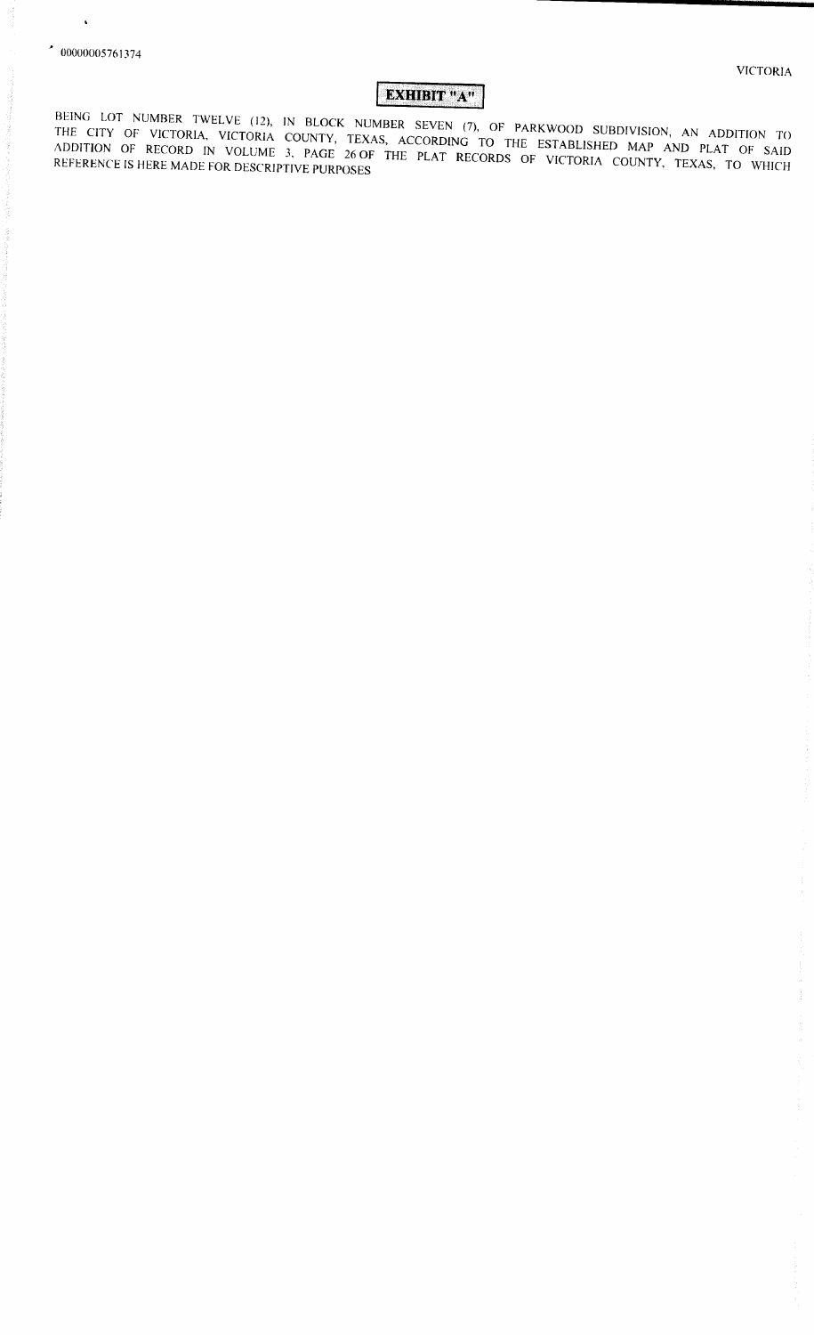00000005761374

VICTORIA

# EXHIBIT "A"

BEING LOT NUMBER TWELVE (12), IN BLOCK NUMBER SEVEN (7), OF PARKWOOD SUBDIVISION, AN ADDITION TO THE CITY OF VICTORIA, VICTORIA COUNTY, TEXAS, ACCORDING TO THE ESTABLISHED MAP AND PLAT OF SAID ADDITION OF RECORD IN VOLUME 3, PAGE 26 OF THE PLAT RECORDS OF VICTORIA COUNTY, TEXAS, TO WHICH REFERENCE IS HERE MADE FOR DESCRIPTIVE PURPOSES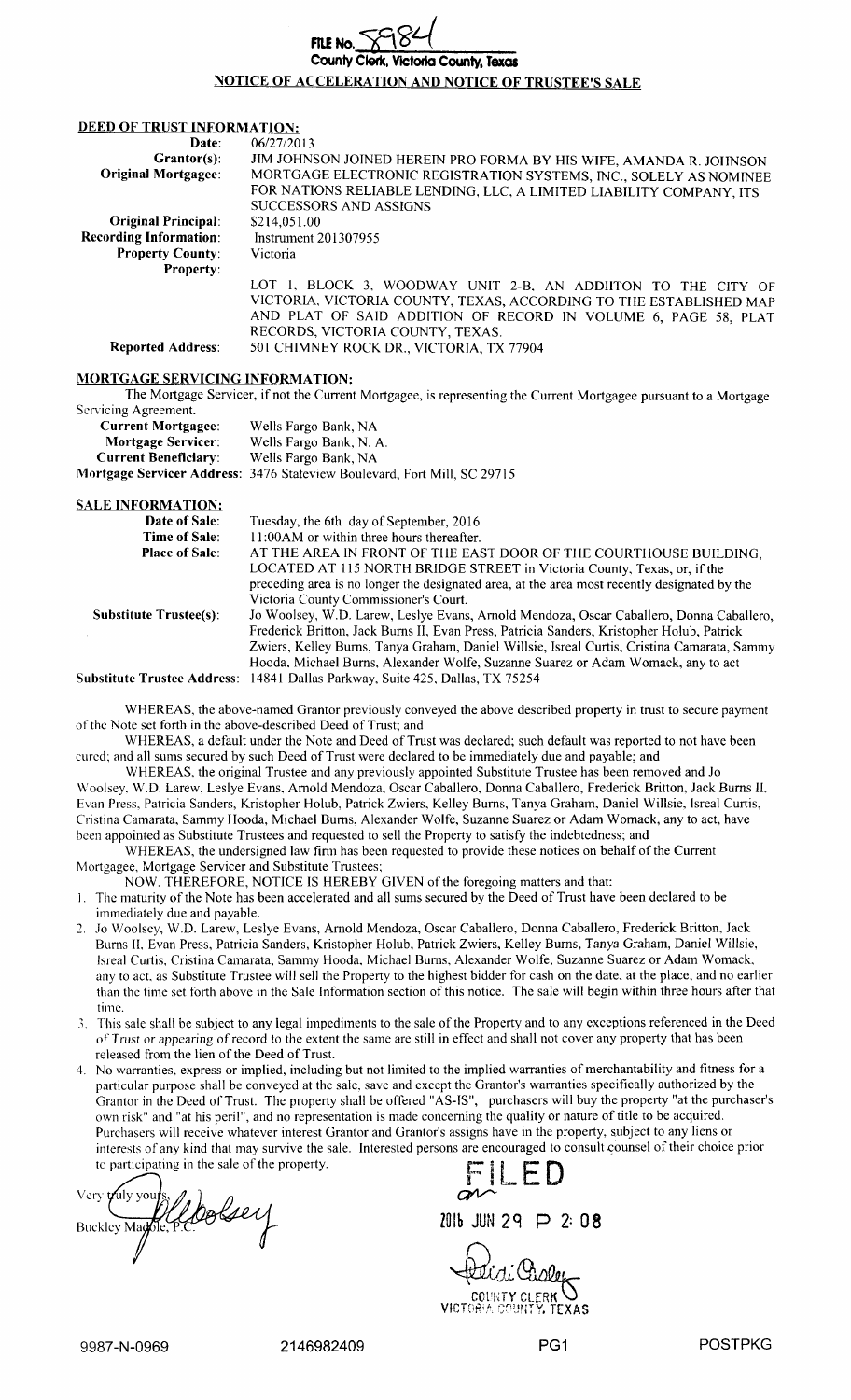**FILE No. 8984**
**County Clerk, Victoria County, Texas**

## NOTICE OF ACCELERATION AND NOTICE OF TRUSTEE'S SALE

### DEED OF TRUST INFORMATION:

| | |
|---|---|
| **Date**: | 06/27/2013 |
| **Grantor(s)**: | JIM JOHNSON JOINED HEREIN PRO FORMA BY HIS WIFE, AMANDA R. JOHNSON |
| **Original Mortgagee**: | MORTGAGE ELECTRONIC REGISTRATION SYSTEMS, INC., SOLELY AS NOMINEE FOR NATIONS RELIABLE LENDING, LLC, A LIMITED LIABILITY COMPANY, ITS SUCCESSORS AND ASSIGNS |
| **Original Principal**: | $214,051.00 |
| **Recording Information**: | Instrument 201307955 |
| **Property County**: | Victoria |
| **Property**: | LOT 1, BLOCK 3, WOODWAY UNIT 2-B, AN ADDIITON TO THE CITY OF VICTORIA, VICTORIA COUNTY, TEXAS, ACCORDING TO THE ESTABLISHED MAP AND PLAT OF SAID ADDITION OF RECORD IN VOLUME 6, PAGE 58, PLAT RECORDS, VICTORIA COUNTY, TEXAS. |
| **Reported Address**: | 501 CHIMNEY ROCK DR., VICTORIA, TX 77904 |

### MORTGAGE SERVICING INFORMATION:

The Mortgage Servicer, if not the Current Mortgagee, is representing the Current Mortgagee pursuant to a Mortgage Servicing Agreement.

| | |
|---|---|
| **Current Mortgagee**: | Wells Fargo Bank, NA |
| **Mortgage Servicer**: | Wells Fargo Bank, N. A. |
| **Current Beneficiary**: | Wells Fargo Bank, NA |
| **Mortgage Servicer Address**: | 3476 Stateview Boulevard, Fort Mill, SC 29715 |

### SALE INFORMATION:

| | |
|---|---|
| **Date of Sale**: | Tuesday, the 6th day of September, 2016 |
| **Time of Sale**: | 11:00AM or within three hours thereafter. |
| **Place of Sale**: | AT THE AREA IN FRONT OF THE EAST DOOR OF THE COURTHOUSE BUILDING, LOCATED AT 115 NORTH BRIDGE STREET in Victoria County, Texas, or, if the preceding area is no longer the designated area, at the area most recently designated by the Victoria County Commissioner's Court. |
| **Substitute Trustee(s)**: | Jo Woolsey, W.D. Larew, Leslye Evans, Arnold Mendoza, Oscar Caballero, Donna Caballero, Frederick Britton, Jack Burns II, Evan Press, Patricia Sanders, Kristopher Holub, Patrick Zwiers, Kelley Burns, Tanya Graham, Daniel Willsie, Isreal Curtis, Cristina Camarata, Sammy Hooda, Michael Burns, Alexander Wolfe, Suzanne Suarez or Adam Womack, any to act |
| **Substitute Trustee Address**: | 14841 Dallas Parkway, Suite 425, Dallas, TX 75254 |

WHEREAS, the above-named Grantor previously conveyed the above described property in trust to secure payment of the Note set forth in the above-described Deed of Trust; and

WHEREAS, a default under the Note and Deed of Trust was declared; such default was reported to not have been cured; and all sums secured by such Deed of Trust were declared to be immediately due and payable; and

WHEREAS, the original Trustee and any previously appointed Substitute Trustee has been removed and Jo Woolsey, W.D. Larew, Leslye Evans, Arnold Mendoza, Oscar Caballero, Donna Caballero, Frederick Britton, Jack Burns II, Evan Press, Patricia Sanders, Kristopher Holub, Patrick Zwiers, Kelley Burns, Tanya Graham, Daniel Willsie, Isreal Curtis, Cristina Camarata, Sammy Hooda, Michael Burns, Alexander Wolfe, Suzanne Suarez or Adam Womack, any to act, have been appointed as Substitute Trustees and requested to sell the Property to satisfy the indebtedness; and

WHEREAS, the undersigned law firm has been requested to provide these notices on behalf of the Current Mortgagee, Mortgage Servicer and Substitute Trustees;

NOW, THEREFORE, NOTICE IS HEREBY GIVEN of the foregoing matters and that:

1. The maturity of the Note has been accelerated and all sums secured by the Deed of Trust have been declared to be immediately due and payable.
2. Jo Woolsey, W.D. Larew, Leslye Evans, Arnold Mendoza, Oscar Caballero, Donna Caballero, Frederick Britton, Jack Burns II, Evan Press, Patricia Sanders, Kristopher Holub, Patrick Zwiers, Kelley Burns, Tanya Graham, Daniel Willsie, Isreal Curtis, Cristina Camarata, Sammy Hooda, Michael Burns, Alexander Wolfe, Suzanne Suarez or Adam Womack, any to act, as Substitute Trustee will sell the Property to the highest bidder for cash on the date, at the place, and no earlier than the time set forth above in the Sale Information section of this notice. The sale will begin within three hours after that time.
3. This sale shall be subject to any legal impediments to the sale of the Property and to any exceptions referenced in the Deed of Trust or appearing of record to the extent the same are still in effect and shall not cover any property that has been released from the lien of the Deed of Trust.
4. No warranties, express or implied, including but not limited to the implied warranties of merchantability and fitness for a particular purpose shall be conveyed at the sale, save and except the Grantor's warranties specifically authorized by the Grantor in the Deed of Trust. The property shall be offered "AS-IS", purchasers will buy the property "at the purchaser's own risk" and "at his peril", and no representation is made concerning the quality or nature of title to be acquired. Purchasers will receive whatever interest Grantor and Grantor's assigns have in the property, subject to any liens or interests of any kind that may survive the sale. Interested persons are encouraged to consult counsel of their choice prior to participating in the sale of the property.

Very truly yours,
Buckley Madole, P.C.

FILED
2016 JUN 29 P 2: 08
COUNTY CLERK
VICTORIA COUNTY, TEXAS

9987-N-0969 2146982409 PG1 POSTPKG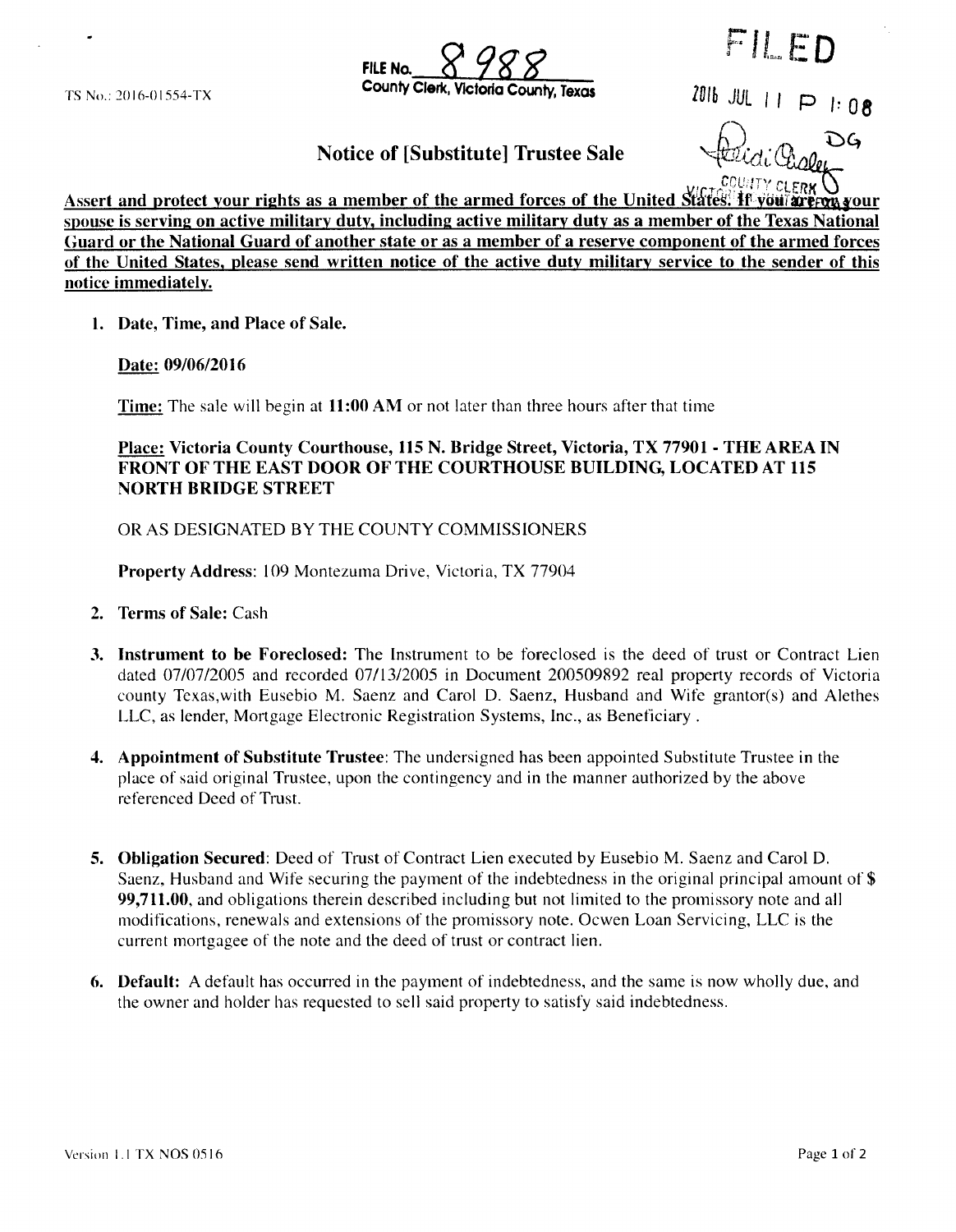TS No.: 2016-01554-TX

FILE No. 8988
County Clerk, Victoria County, Texas

FILED

2016 JUL 11 P 1:08

DG

VICTORIA COUNTY CLERK

## Notice of [Substitute] Trustee Sale

**Assert and protect your rights as a member of the armed forces of the United States. If you are or your spouse is serving on active military duty, including active military duty as a member of the Texas National Guard or the National Guard of another state or as a member of a reserve component of the armed forces of the United States, please send written notice of the active duty military service to the sender of this notice immediately.**

1. **Date, Time, and Place of Sale.**

   **Date: 09/06/2016**

   **Time:** The sale will begin at **11:00 AM** or not later than three hours after that time

   **Place: Victoria County Courthouse, 115 N. Bridge Street, Victoria, TX 77901 - THE AREA IN FRONT OF THE EAST DOOR OF THE COURTHOUSE BUILDING, LOCATED AT 115 NORTH BRIDGE STREET**

   OR AS DESIGNATED BY THE COUNTY COMMISSIONERS

   **Property Address**: 109 Montezuma Drive, Victoria, TX 77904

2. **Terms of Sale:** Cash

3. **Instrument to be Foreclosed:** The Instrument to be foreclosed is the deed of trust or Contract Lien dated 07/07/2005 and recorded 07/13/2005 in Document 200509892 real property records of Victoria county Texas,with Eusebio M. Saenz and Carol D. Saenz, Husband and Wife grantor(s) and Alethes LLC, as lender, Mortgage Electronic Registration Systems, Inc., as Beneficiary .

4. **Appointment of Substitute Trustee**: The undersigned has been appointed Substitute Trustee in the place of said original Trustee, upon the contingency and in the manner authorized by the above referenced Deed of Trust.

5. **Obligation Secured**: Deed of Trust of Contract Lien executed by Eusebio M. Saenz and Carol D. Saenz, Husband and Wife securing the payment of the indebtedness in the original principal amount of **$ 99,711.00**, and obligations therein described including but not limited to the promissory note and all modifications, renewals and extensions of the promissory note. Ocwen Loan Servicing, LLC is the current mortgagee of the note and the deed of trust or contract lien.

6. **Default:** A default has occurred in the payment of indebtedness, and the same is now wholly due, and the owner and holder has requested to sell said property to satisfy said indebtedness.

Version 1.1 TX NOS 0516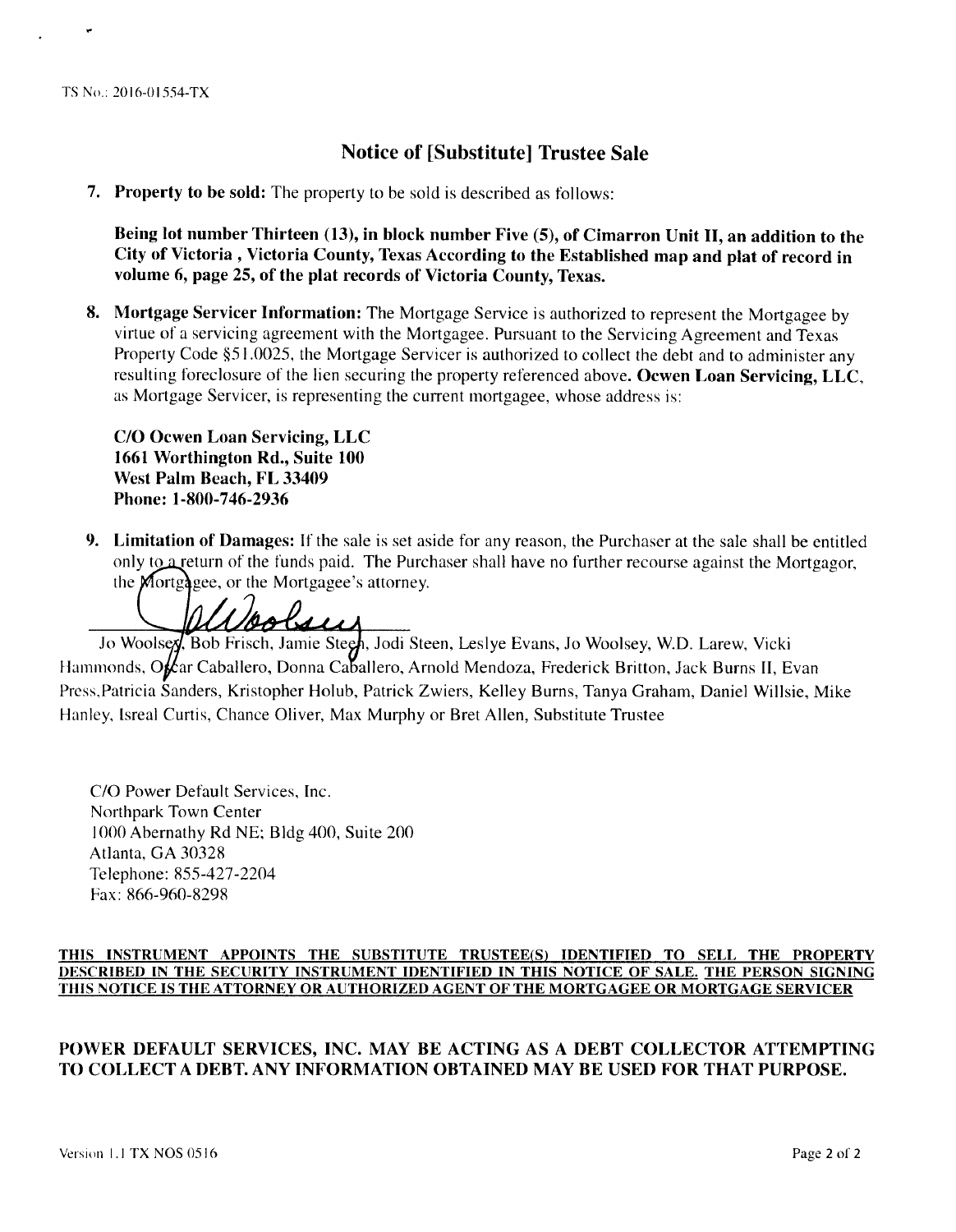TS No.: 2016-01554-TX

## Notice of [Substitute] Trustee Sale

7. **Property to be sold:** The property to be sold is described as follows:

   **Being lot number Thirteen (13), in block number Five (5), of Cimarron Unit II, an addition to the City of Victoria , Victoria County, Texas According to the Established map and plat of record in volume 6, page 25, of the plat records of Victoria County, Texas.**

8. **Mortgage Servicer Information:** The Mortgage Service is authorized to represent the Mortgagee by virtue of a servicing agreement with the Mortgagee. Pursuant to the Servicing Agreement and Texas Property Code §51.0025, the Mortgage Servicer is authorized to collect the debt and to administer any resulting foreclosure of the lien securing the property referenced above. **Ocwen Loan Servicing, LLC**, as Mortgage Servicer, is representing the current mortgagee, whose address is:

   **C/O Ocwen Loan Servicing, LLC**
   **1661 Worthington Rd., Suite 100**
   **West Palm Beach, FL 33409**
   **Phone: 1-800-746-2936**

9. **Limitation of Damages:** If the sale is set aside for any reason, the Purchaser at the sale shall be entitled only to a return of the funds paid. The Purchaser shall have no further recourse against the Mortgagor, the Mortgagee, or the Mortgagee's attorney.

Jo Woolsey, Bob Frisch, Jamie Steen, Jodi Steen, Leslye Evans, Jo Woolsey, W.D. Larew, Vicki Hammonds, Oscar Caballero, Donna Caballero, Arnold Mendoza, Frederick Britton, Jack Burns II, Evan Press,Patricia Sanders, Kristopher Holub, Patrick Zwiers, Kelley Burns, Tanya Graham, Daniel Willsie, Mike Hanley, Isreal Curtis, Chance Oliver, Max Murphy or Bret Allen, Substitute Trustee

C/O Power Default Services, Inc.
Northpark Town Center
1000 Abernathy Rd NE; Bldg 400, Suite 200
Atlanta, GA 30328
Telephone: 855-427-2204
Fax: 866-960-8298

**THIS INSTRUMENT APPOINTS THE SUBSTITUTE TRUSTEE(S) IDENTIFIED TO SELL THE PROPERTY DESCRIBED IN THE SECURITY INSTRUMENT IDENTIFIED IN THIS NOTICE OF SALE. THE PERSON SIGNING THIS NOTICE IS THE ATTORNEY OR AUTHORIZED AGENT OF THE MORTGAGEE OR MORTGAGE SERVICER**

**POWER DEFAULT SERVICES, INC. MAY BE ACTING AS A DEBT COLLECTOR ATTEMPTING TO COLLECT A DEBT. ANY INFORMATION OBTAINED MAY BE USED FOR THAT PURPOSE.**

Version 1.1 TX NOS 0516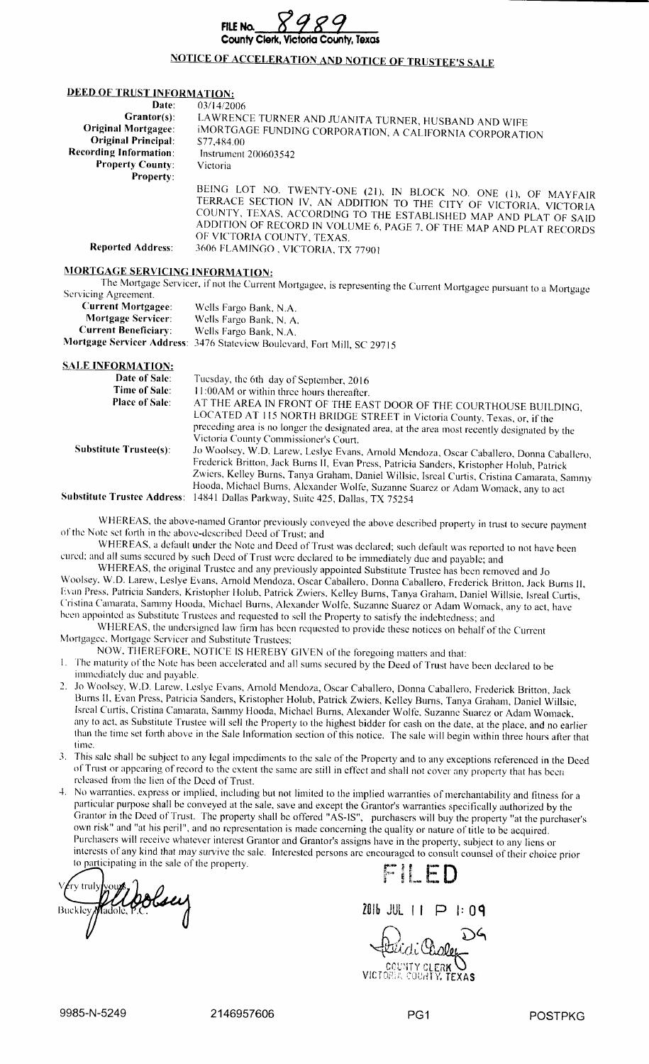**FILE No.** 8989
**County Clerk, Victoria County, Texas**

# NOTICE OF ACCELERATION AND NOTICE OF TRUSTEE'S SALE

## DEED OF TRUST INFORMATION:

| | |
|---|---|
| **Date:** | 03/14/2006 |
| **Grantor(s):** | LAWRENCE TURNER AND JUANITA TURNER, HUSBAND AND WIFE |
| **Original Mortgagee:** | iMORTGAGE FUNDING CORPORATION, A CALIFORNIA CORPORATION |
| **Original Principal:** | $77,484.00 |
| **Recording Information:** | Instrument 200603542 |
| **Property County:** | Victoria |
| **Property:** | BEING LOT NO. TWENTY-ONE (21), IN BLOCK NO. ONE (1), OF MAYFAIR TERRACE SECTION IV, AN ADDITION TO THE CITY OF VICTORIA, VICTORIA COUNTY, TEXAS, ACCORDING TO THE ESTABLISHED MAP AND PLAT OF SAID ADDITION OF RECORD IN VOLUME 6, PAGE 7, OF THE MAP AND PLAT RECORDS OF VICTORIA COUNTY, TEXAS. |
| **Reported Address:** | 3606 FLAMINGO , VICTORIA, TX 77901 |

## MORTGAGE SERVICING INFORMATION:

The Mortgage Servicer, if not the Current Mortgagee, is representing the Current Mortgagee pursuant to a Mortgage Servicing Agreement.

| | |
|---|---|
| **Current Mortgagee:** | Wells Fargo Bank, N.A. |
| **Mortgage Servicer:** | Wells Fargo Bank, N. A. |
| **Current Beneficiary:** | Wells Fargo Bank, N.A. |
| **Mortgage Servicer Address:** | 3476 Stateview Boulevard, Fort Mill, SC 29715 |

## SALE INFORMATION:

| | |
|---|---|
| **Date of Sale:** | Tuesday, the 6th day of September, 2016 |
| **Time of Sale:** | 11:00AM or within three hours thereafter. |
| **Place of Sale:** | AT THE AREA IN FRONT OF THE EAST DOOR OF THE COURTHOUSE BUILDING, LOCATED AT 115 NORTH BRIDGE STREET in Victoria County, Texas, or, if the preceding area is no longer the designated area, at the area most recently designated by the Victoria County Commissioner's Court. |
| **Substitute Trustee(s):** | Jo Woolsey, W.D. Larew, Leslye Evans, Arnold Mendoza, Oscar Caballero, Donna Caballero, Frederick Britton, Jack Burns II, Evan Press, Patricia Sanders, Kristopher Holub, Patrick Zwiers, Kelley Burns, Tanya Graham, Daniel Willsie, Isreal Curtis, Cristina Camarata, Sammy Hooda, Michael Burns, Alexander Wolfe, Suzanne Suarez or Adam Womack, any to act |
| **Substitute Trustee Address:** | 14841 Dallas Parkway, Suite 425, Dallas, TX 75254 |

WHEREAS, the above-named Grantor previously conveyed the above described property in trust to secure payment of the Note set forth in the above-described Deed of Trust; and

WHEREAS, a default under the Note and Deed of Trust was declared; such default was reported to not have been cured; and all sums secured by such Deed of Trust were declared to be immediately due and payable; and

WHEREAS, the original Trustee and any previously appointed Substitute Trustee has been removed and Jo Woolsey, W.D. Larew, Leslye Evans, Arnold Mendoza, Oscar Caballero, Donna Caballero, Frederick Britton, Jack Burns II, Evan Press, Patricia Sanders, Kristopher Holub, Patrick Zwiers, Kelley Burns, Tanya Graham, Daniel Willsie, Isreal Curtis, Cristina Camarata, Sammy Hooda, Michael Burns, Alexander Wolfe, Suzanne Suarez or Adam Womack, any to act, have been appointed as Substitute Trustees and requested to sell the Property to satisfy the indebtedness; and

WHEREAS, the undersigned law firm has been requested to provide these notices on behalf of the Current Mortgagee, Mortgage Servicer and Substitute Trustees;

NOW, THEREFORE, NOTICE IS HEREBY GIVEN of the foregoing matters and that:

1. The maturity of the Note has been accelerated and all sums secured by the Deed of Trust have been declared to be immediately due and payable.
2. Jo Woolsey, W.D. Larew, Leslye Evans, Arnold Mendoza, Oscar Caballero, Donna Caballero, Frederick Britton, Jack Burns II, Evan Press, Patricia Sanders, Kristopher Holub, Patrick Zwiers, Kelley Burns, Tanya Graham, Daniel Willsie, Isreal Curtis, Cristina Camarata, Sammy Hooda, Michael Burns, Alexander Wolfe, Suzanne Suarez or Adam Womack, any to act, as Substitute Trustee will sell the Property to the highest bidder for cash on the date, at the place, and no earlier than the time set forth above in the Sale Information section of this notice. The sale will begin within three hours after that time.
3. This sale shall be subject to any legal impediments to the sale of the Property and to any exceptions referenced in the Deed of Trust or appearing of record to the extent the same are still in effect and shall not cover any property that has been released from the lien of the Deed of Trust.
4. No warranties, express or implied, including but not limited to the implied warranties of merchantability and fitness for a particular purpose shall be conveyed at the sale, save and except the Grantor's warranties specifically authorized by the Grantor in the Deed of Trust. The property shall be offered "AS-IS", purchasers will buy the property "at the purchaser's own risk" and "at his peril", and no representation is made concerning the quality or nature of title to be acquired. Purchasers will receive whatever interest Grantor and Grantor's assigns have in the property, subject to any liens or interests of any kind that may survive the sale. Interested persons are encouraged to consult counsel of their choice prior to participating in the sale of the property.

Very truly yours,

Buckley Madole, P.C.

FILED

2016 JUL 11 P 1:09

DG

COUNTY CLERK
VICTORIA COUNTY, TEXAS

9985-N-5249 2146957606 PG1 POSTPKG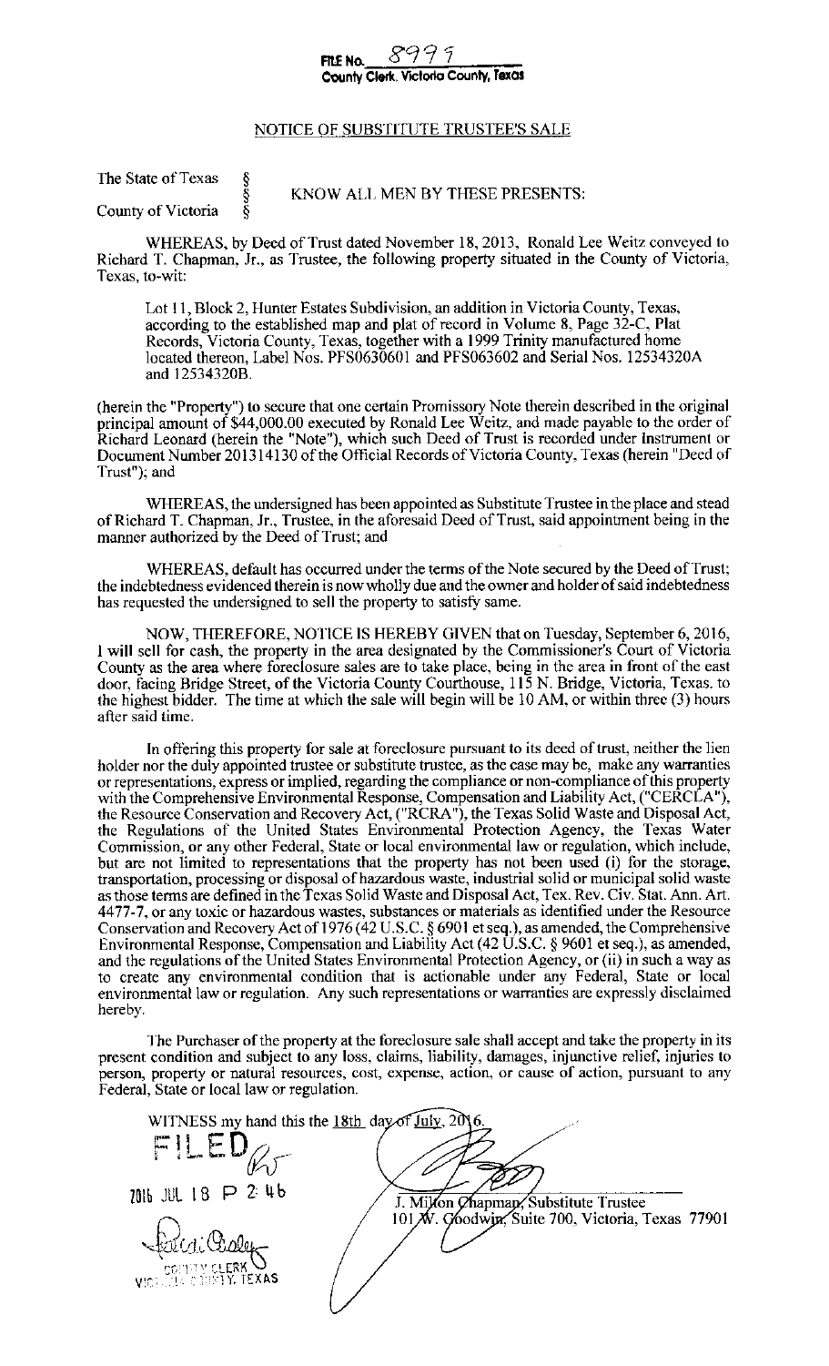FILE No. 8999
County Clerk, Victoria County, Texas

## NOTICE OF SUBSTITUTE TRUSTEE'S SALE

The State of Texas §
§ KNOW ALL MEN BY THESE PRESENTS:
County of Victoria §

WHEREAS, by Deed of Trust dated November 18, 2013, Ronald Lee Weitz conveyed to Richard T. Chapman, Jr., as Trustee, the following property situated in the County of Victoria, Texas, to-wit:

> Lot 11, Block 2, Hunter Estates Subdivision, an addition in Victoria County, Texas, according to the established map and plat of record in Volume 8, Page 32-C, Plat Records, Victoria County, Texas, together with a 1999 Trinity manufactured home located thereon, Label Nos. PFS0630601 and PFS063602 and Serial Nos. 12534320A and 12534320B.

(herein the "Property") to secure that one certain Promissory Note therein described in the original principal amount of $44,000.00 executed by Ronald Lee Weitz, and made payable to the order of Richard Leonard (herein the "Note"), which such Deed of Trust is recorded under Instrument or Document Number 201314130 of the Official Records of Victoria County, Texas (herein "Deed of Trust"); and

WHEREAS, the undersigned has been appointed as Substitute Trustee in the place and stead of Richard T. Chapman, Jr., Trustee, in the aforesaid Deed of Trust, said appointment being in the manner authorized by the Deed of Trust; and

WHEREAS, default has occurred under the terms of the Note secured by the Deed of Trust; the indebtedness evidenced therein is now wholly due and the owner and holder of said indebtedness has requested the undersigned to sell the property to satisfy same.

NOW, THEREFORE, NOTICE IS HEREBY GIVEN that on Tuesday, September 6, 2016, I will sell for cash, the property in the area designated by the Commissioner's Court of Victoria County as the area where foreclosure sales are to take place, being in the area in front of the east door, facing Bridge Street, of the Victoria County Courthouse, 115 N. Bridge, Victoria, Texas. to the highest bidder. The time at which the sale will begin will be 10 AM, or within three (3) hours after said time.

In offering this property for sale at foreclosure pursuant to its deed of trust, neither the lien holder nor the duly appointed trustee or substitute trustee, as the case may be, make any warranties or representations, express or implied, regarding the compliance or non-compliance of this property with the Comprehensive Environmental Response, Compensation and Liability Act, ("CERCLA"), the Resource Conservation and Recovery Act, ("RCRA"), the Texas Solid Waste and Disposal Act, the Regulations of the United States Environmental Protection Agency, the Texas Water Commission, or any other Federal, State or local environmental law or regulation, which include, but are not limited to representations that the property has not been used (i) for the storage, transportation, processing or disposal of hazardous waste, industrial solid or municipal solid waste as those terms are defined in the Texas Solid Waste and Disposal Act, Tex. Rev. Civ. Stat. Ann. Art. 4477-7, or any toxic or hazardous wastes, substances or materials as identified under the Resource Conservation and Recovery Act of 1976 (42 U.S.C. § 6901 et seq.), as amended, the Comprehensive Environmental Response, Compensation and Liability Act (42 U.S.C. § 9601 et seq.), as amended, and the regulations of the United States Environmental Protection Agency, or (ii) in such a way as to create any environmental condition that is actionable under any Federal, State or local environmental law or regulation. Any such representations or warranties are expressly disclaimed hereby.

The Purchaser of the property at the foreclosure sale shall accept and take the property in its present condition and subject to any loss, claims, liability, damages, injunctive relief, injuries to person, property or natural resources, cost, expense, action, or cause of action, pursuant to any Federal, State or local law or regulation.

WITNESS my hand this the 18th day of July, 2016.

FILED
2016 JUL 18 P 2:46
COUNTY CLERK
VICTORIA COUNTY, TEXAS

J. Milton Chapman, Substitute Trustee
101 W. Goodwin, Suite 700, Victoria, Texas 77901